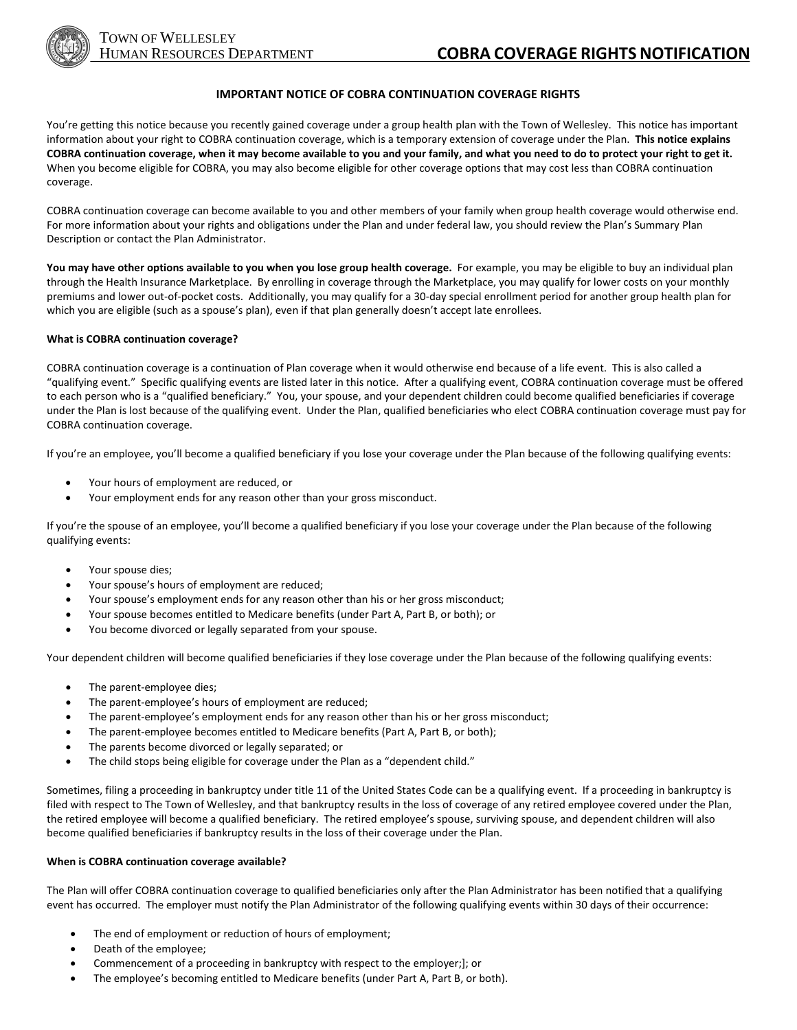TOWN OF WELLESLEY
HUMAN RESOURCES DEPARTMENT

# COBRA COVERAGE RIGHTS NOTIFICATION

## IMPORTANT NOTICE OF COBRA CONTINUATION COVERAGE RIGHTS

You're getting this notice because you recently gained coverage under a group health plan with the Town of Wellesley. This notice has important information about your right to COBRA continuation coverage, which is a temporary extension of coverage under the Plan. **This notice explains COBRA continuation coverage, when it may become available to you and your family, and what you need to do to protect your right to get it.** When you become eligible for COBRA, you may also become eligible for other coverage options that may cost less than COBRA continuation coverage.

COBRA continuation coverage can become available to you and other members of your family when group health coverage would otherwise end. For more information about your rights and obligations under the Plan and under federal law, you should review the Plan's Summary Plan Description or contact the Plan Administrator.

**You may have other options available to you when you lose group health coverage.** For example, you may be eligible to buy an individual plan through the Health Insurance Marketplace. By enrolling in coverage through the Marketplace, you may qualify for lower costs on your monthly premiums and lower out-of-pocket costs. Additionally, you may qualify for a 30-day special enrollment period for another group health plan for which you are eligible (such as a spouse's plan), even if that plan generally doesn't accept late enrollees.

### What is COBRA continuation coverage?

COBRA continuation coverage is a continuation of Plan coverage when it would otherwise end because of a life event. This is also called a "qualifying event." Specific qualifying events are listed later in this notice. After a qualifying event, COBRA continuation coverage must be offered to each person who is a "qualified beneficiary." You, your spouse, and your dependent children could become qualified beneficiaries if coverage under the Plan is lost because of the qualifying event. Under the Plan, qualified beneficiaries who elect COBRA continuation coverage must pay for COBRA continuation coverage.

If you're an employee, you'll become a qualified beneficiary if you lose your coverage under the Plan because of the following qualifying events:

- Your hours of employment are reduced, or
- Your employment ends for any reason other than your gross misconduct.

If you're the spouse of an employee, you'll become a qualified beneficiary if you lose your coverage under the Plan because of the following qualifying events:

- Your spouse dies;
- Your spouse's hours of employment are reduced;
- Your spouse's employment ends for any reason other than his or her gross misconduct;
- Your spouse becomes entitled to Medicare benefits (under Part A, Part B, or both); or
- You become divorced or legally separated from your spouse.

Your dependent children will become qualified beneficiaries if they lose coverage under the Plan because of the following qualifying events:

- The parent-employee dies;
- The parent-employee's hours of employment are reduced;
- The parent-employee's employment ends for any reason other than his or her gross misconduct;
- The parent-employee becomes entitled to Medicare benefits (Part A, Part B, or both);
- The parents become divorced or legally separated; or
- The child stops being eligible for coverage under the Plan as a "dependent child."

Sometimes, filing a proceeding in bankruptcy under title 11 of the United States Code can be a qualifying event. If a proceeding in bankruptcy is filed with respect to The Town of Wellesley, and that bankruptcy results in the loss of coverage of any retired employee covered under the Plan, the retired employee will become a qualified beneficiary. The retired employee's spouse, surviving spouse, and dependent children will also become qualified beneficiaries if bankruptcy results in the loss of their coverage under the Plan.

### When is COBRA continuation coverage available?

The Plan will offer COBRA continuation coverage to qualified beneficiaries only after the Plan Administrator has been notified that a qualifying event has occurred. The employer must notify the Plan Administrator of the following qualifying events within 30 days of their occurrence:

- The end of employment or reduction of hours of employment;
- Death of the employee;
- Commencement of a proceeding in bankruptcy with respect to the employer;]; or
- The employee's becoming entitled to Medicare benefits (under Part A, Part B, or both).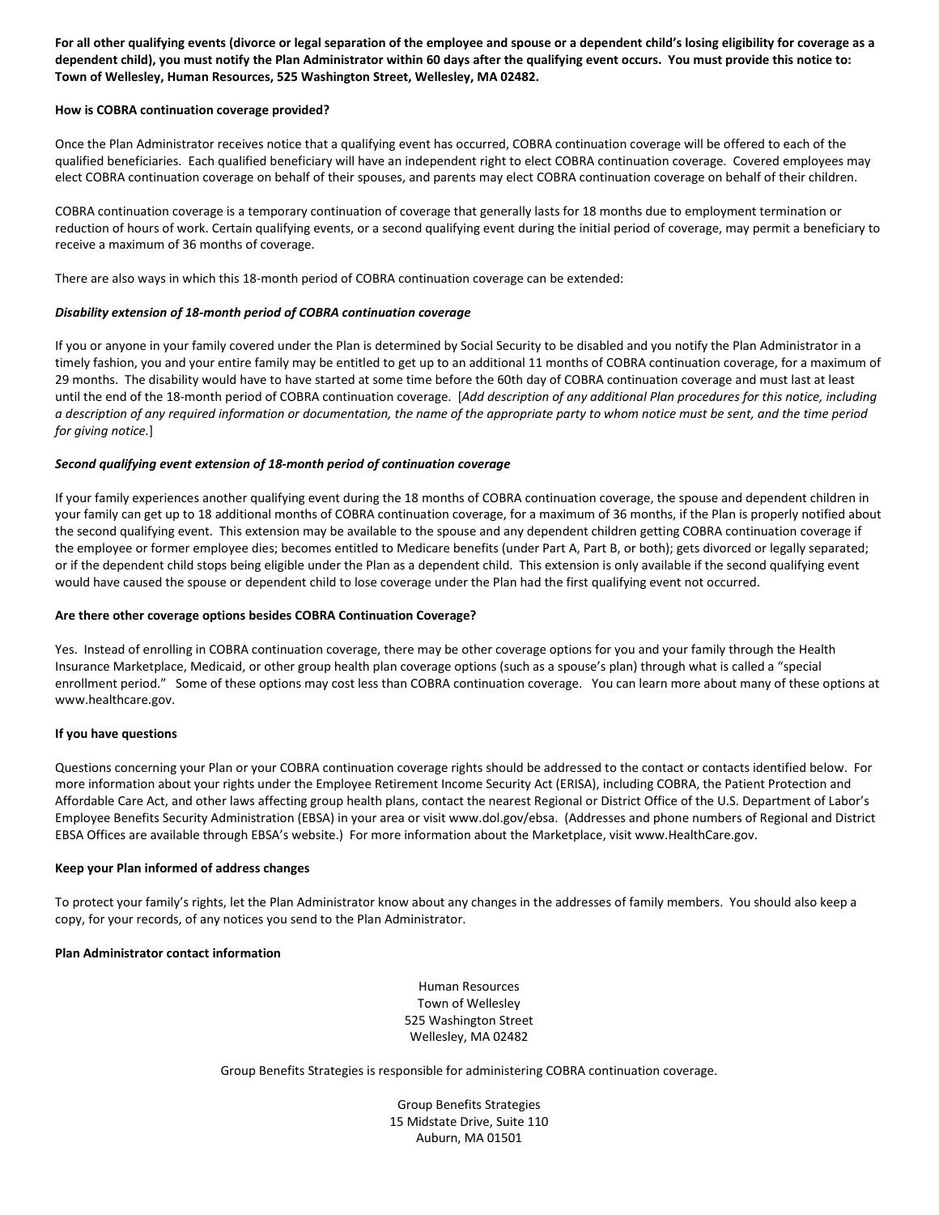**For all other qualifying events (divorce or legal separation of the employee and spouse or a dependent child's losing eligibility for coverage as a dependent child), you must notify the Plan Administrator within 60 days after the qualifying event occurs. You must provide this notice to: Town of Wellesley, Human Resources, 525 Washington Street, Wellesley, MA 02482.**

**How is COBRA continuation coverage provided?**

Once the Plan Administrator receives notice that a qualifying event has occurred, COBRA continuation coverage will be offered to each of the qualified beneficiaries. Each qualified beneficiary will have an independent right to elect COBRA continuation coverage. Covered employees may elect COBRA continuation coverage on behalf of their spouses, and parents may elect COBRA continuation coverage on behalf of their children.

COBRA continuation coverage is a temporary continuation of coverage that generally lasts for 18 months due to employment termination or reduction of hours of work. Certain qualifying events, or a second qualifying event during the initial period of coverage, may permit a beneficiary to receive a maximum of 36 months of coverage.

There are also ways in which this 18-month period of COBRA continuation coverage can be extended:

***Disability extension of 18-month period of COBRA continuation coverage***

If you or anyone in your family covered under the Plan is determined by Social Security to be disabled and you notify the Plan Administrator in a timely fashion, you and your entire family may be entitled to get up to an additional 11 months of COBRA continuation coverage, for a maximum of 29 months. The disability would have to have started at some time before the 60th day of COBRA continuation coverage and must last at least until the end of the 18-month period of COBRA continuation coverage. [*Add description of any additional Plan procedures for this notice, including a description of any required information or documentation, the name of the appropriate party to whom notice must be sent, and the time period for giving notice.*]

***Second qualifying event extension of 18-month period of continuation coverage***

If your family experiences another qualifying event during the 18 months of COBRA continuation coverage, the spouse and dependent children in your family can get up to 18 additional months of COBRA continuation coverage, for a maximum of 36 months, if the Plan is properly notified about the second qualifying event. This extension may be available to the spouse and any dependent children getting COBRA continuation coverage if the employee or former employee dies; becomes entitled to Medicare benefits (under Part A, Part B, or both); gets divorced or legally separated; or if the dependent child stops being eligible under the Plan as a dependent child. This extension is only available if the second qualifying event would have caused the spouse or dependent child to lose coverage under the Plan had the first qualifying event not occurred.

**Are there other coverage options besides COBRA Continuation Coverage?**

Yes. Instead of enrolling in COBRA continuation coverage, there may be other coverage options for you and your family through the Health Insurance Marketplace, Medicaid, or other group health plan coverage options (such as a spouse's plan) through what is called a "special enrollment period." Some of these options may cost less than COBRA continuation coverage. You can learn more about many of these options at www.healthcare.gov.

**If you have questions**

Questions concerning your Plan or your COBRA continuation coverage rights should be addressed to the contact or contacts identified below. For more information about your rights under the Employee Retirement Income Security Act (ERISA), including COBRA, the Patient Protection and Affordable Care Act, and other laws affecting group health plans, contact the nearest Regional or District Office of the U.S. Department of Labor's Employee Benefits Security Administration (EBSA) in your area or visit www.dol.gov/ebsa. (Addresses and phone numbers of Regional and District EBSA Offices are available through EBSA's website.) For more information about the Marketplace, visit www.HealthCare.gov.

**Keep your Plan informed of address changes**

To protect your family's rights, let the Plan Administrator know about any changes in the addresses of family members. You should also keep a copy, for your records, of any notices you send to the Plan Administrator.

**Plan Administrator contact information**

Human Resources
Town of Wellesley
525 Washington Street
Wellesley, MA 02482

Group Benefits Strategies is responsible for administering COBRA continuation coverage.

Group Benefits Strategies
15 Midstate Drive, Suite 110
Auburn, MA 01501